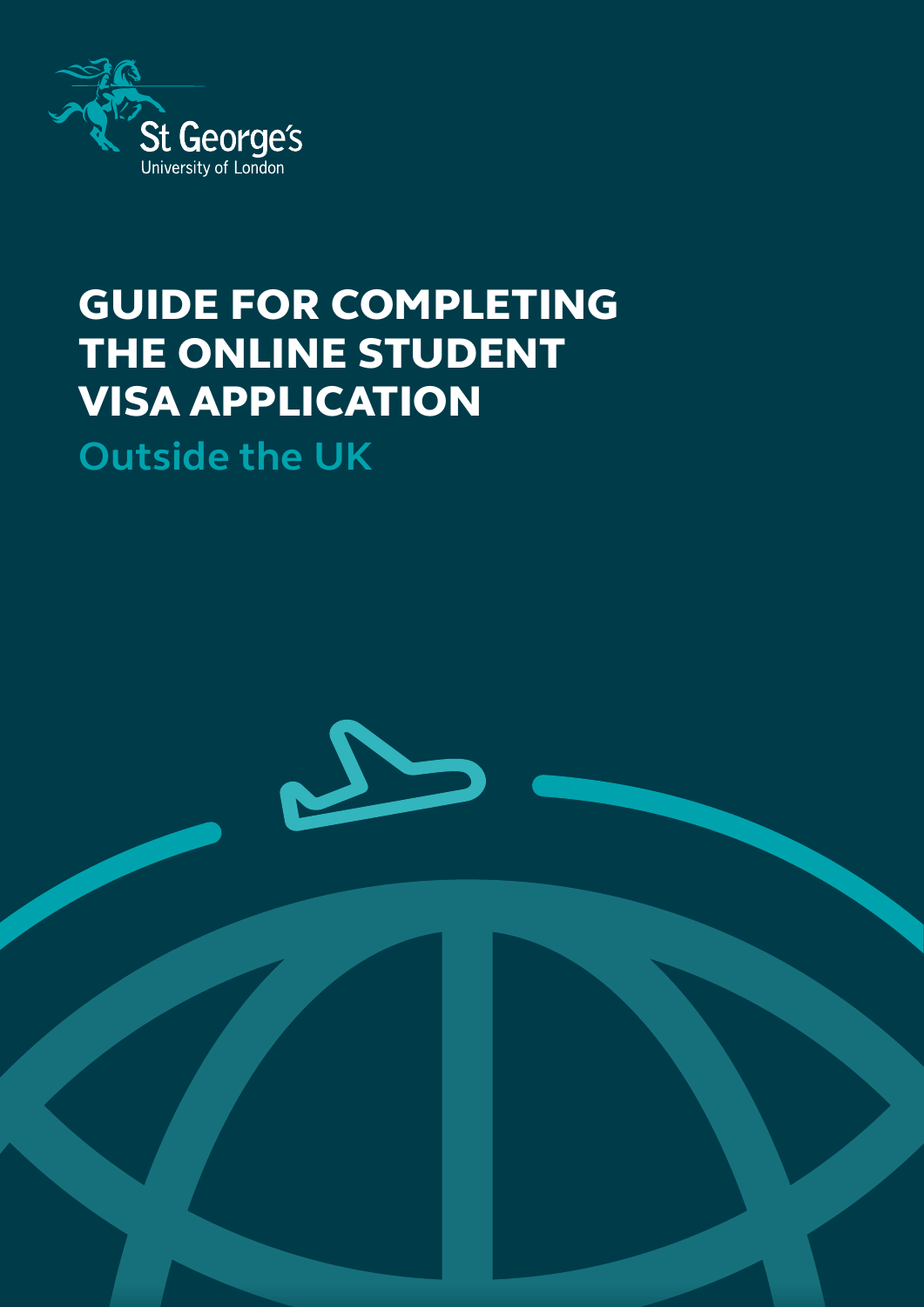St George's
University of London

# GUIDE FOR COMPLETING THE ONLINE STUDENT VISA APPLICATION

## Outside the UK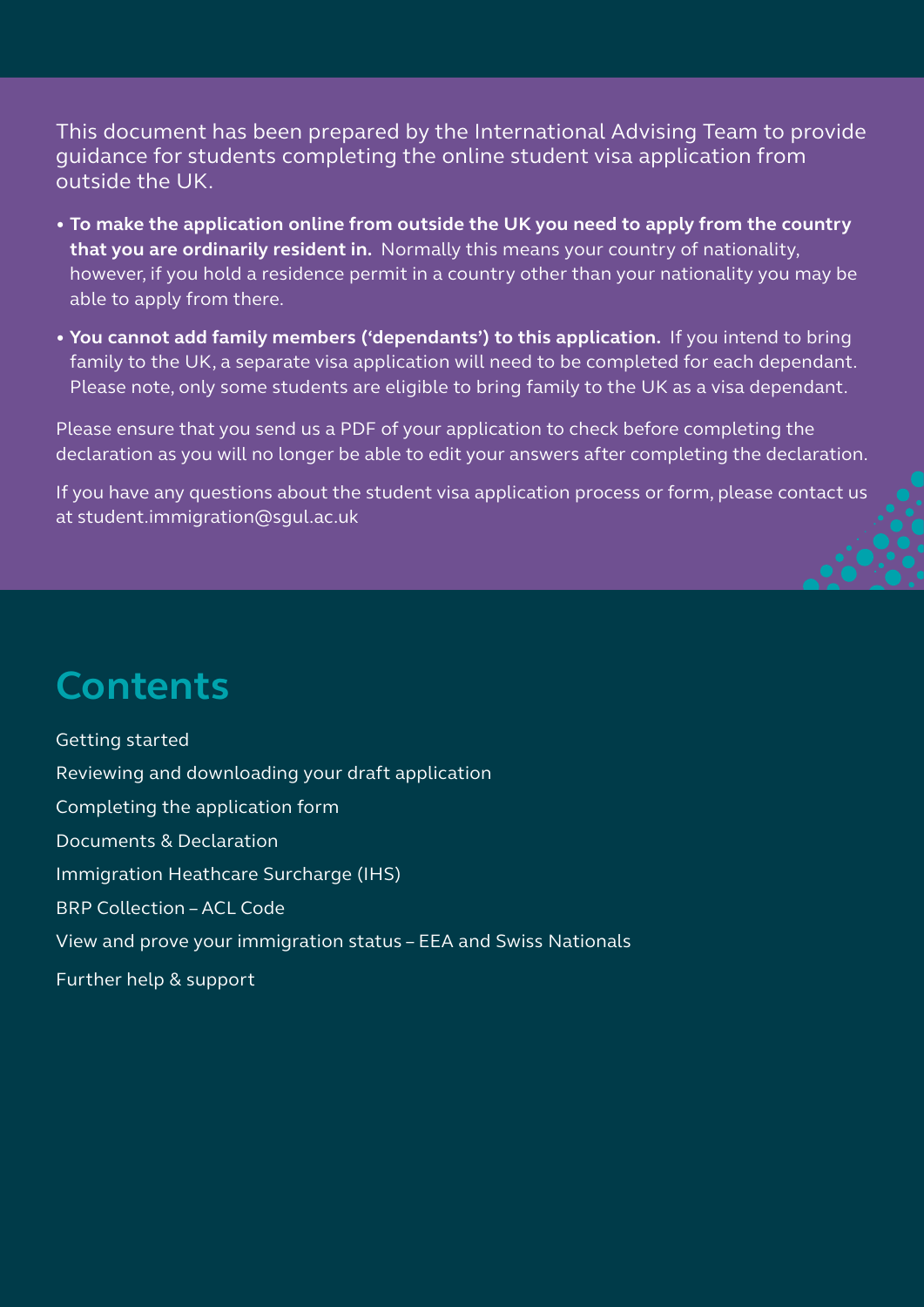This document has been prepared by the International Advising Team to provide guidance for students completing the online student visa application from outside the UK.

- **To make the application online from outside the UK you need to apply from the country that you are ordinarily resident in.** Normally this means your country of nationality, however, if you hold a residence permit in a country other than your nationality you may be able to apply from there.
- **You cannot add family members ('dependants') to this application.** If you intend to bring family to the UK, a separate visa application will need to be completed for each dependant. Please note, only some students are eligible to bring family to the UK as a visa dependant.

Please ensure that you send us a PDF of your application to check before completing the declaration as you will no longer be able to edit your answers after completing the declaration.

If you have any questions about the student visa application process or form, please contact us at student.immigration@sgul.ac.uk

# Contents

Getting started

Reviewing and downloading your draft application

Completing the application form

Documents & Declaration

Immigration Heathcare Surcharge (IHS)

BRP Collection – ACL Code

View and prove your immigration status – EEA and Swiss Nationals

Further help & support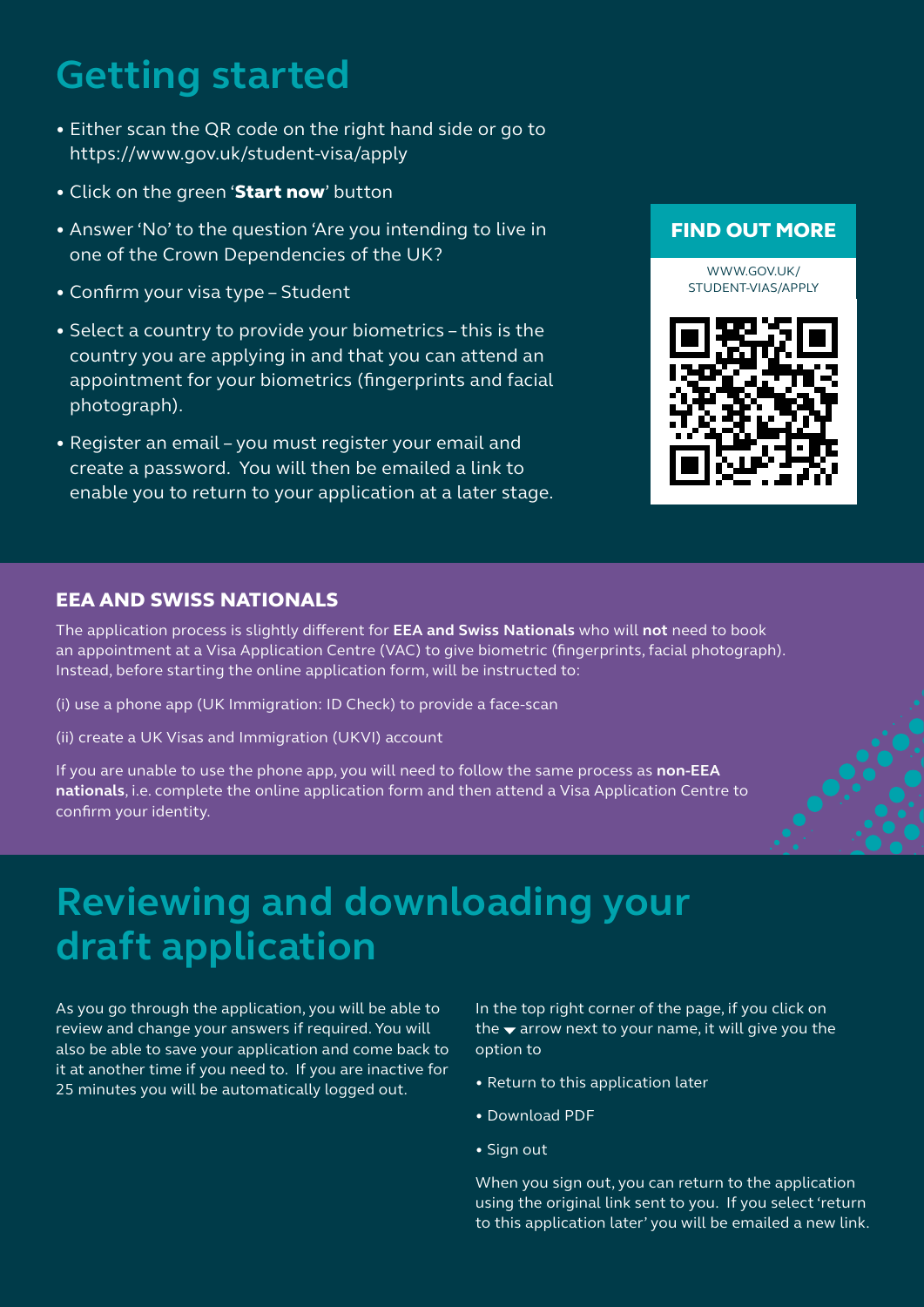# Getting started

- Either scan the QR code on the right hand side or go to https://www.gov.uk/student-visa/apply
- Click on the green '**Start now**' button
- Answer 'No' to the question 'Are you intending to live in one of the Crown Dependencies of the UK?
- Confirm your visa type – Student
- Select a country to provide your biometrics – this is the country you are applying in and that you can attend an appointment for your biometrics (fingerprints and facial photograph).
- Register an email – you must register your email and create a password. You will then be emailed a link to enable you to return to your application at a later stage.

**FIND OUT MORE**

WWW.GOV.UK/STUDENT-VIAS/APPLY

## EEA AND SWISS NATIONALS

The application process is slightly different for **EEA and Swiss Nationals** who will **not** need to book an appointment at a Visa Application Centre (VAC) to give biometric (fingerprints, facial photograph). Instead, before starting the online application form, will be instructed to:

(i) use a phone app (UK Immigration: ID Check) to provide a face-scan

(ii) create a UK Visas and Immigration (UKVI) account

If you are unable to use the phone app, you will need to follow the same process as **non-EEA nationals**, i.e. complete the online application form and then attend a Visa Application Centre to confirm your identity.

# Reviewing and downloading your draft application

As you go through the application, you will be able to review and change your answers if required. You will also be able to save your application and come back to it at another time if you need to. If you are inactive for 25 minutes you will be automatically logged out.

In the top right corner of the page, if you click on the ▾ arrow next to your name, it will give you the option to

- Return to this application later
- Download PDF
- Sign out

When you sign out, you can return to the application using the original link sent to you. If you select 'return to this application later' you will be emailed a new link.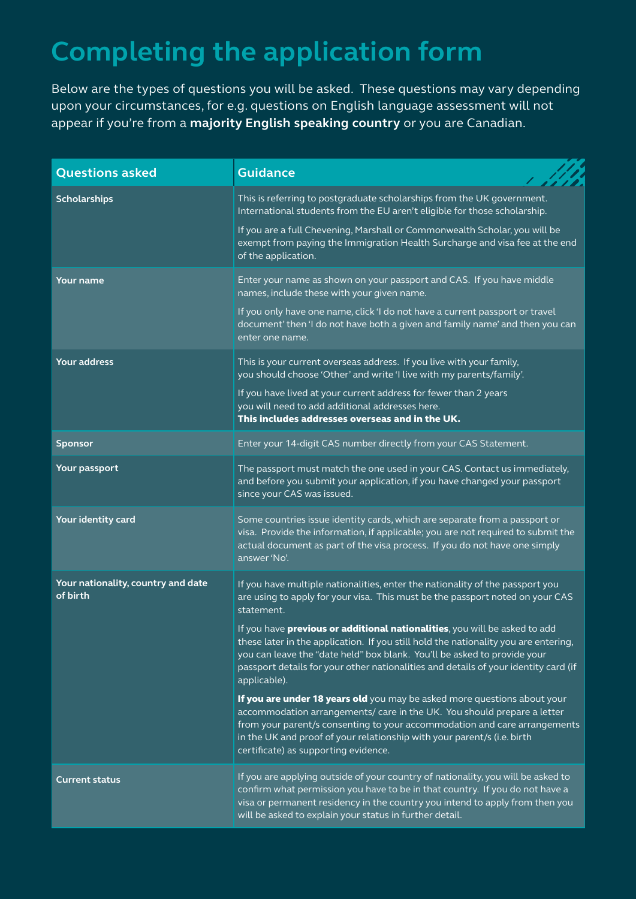# Completing the application form

Below are the types of questions you will be asked. These questions may vary depending upon your circumstances, for e.g. questions on English language assessment will not appear if you're from a **majority English speaking country** or you are Canadian.

| Questions asked | Guidance |
|---|---|
| **Scholarships** | This is referring to postgraduate scholarships from the UK government. International students from the EU aren't eligible for those scholarship.<br><br>If you are a full Chevening, Marshall or Commonwealth Scholar, you will be exempt from paying the Immigration Health Surcharge and visa fee at the end of the application. |
| **Your name** | Enter your name as shown on your passport and CAS. If you have middle names, include these with your given name.<br><br>If you only have one name, click 'I do not have a current passport or travel document' then 'I do not have both a given and family name' and then you can enter one name. |
| **Your address** | This is your current overseas address. If you live with your family, you should choose 'Other' and write 'I live with my parents/family'.<br><br>If you have lived at your current address for fewer than 2 years you will need to add additional addresses here. **This includes addresses overseas and in the UK.** |
| **Sponsor** | Enter your 14-digit CAS number directly from your CAS Statement. |
| **Your passport** | The passport must match the one used in your CAS. Contact us immediately, and before you submit your application, if you have changed your passport since your CAS was issued. |
| **Your identity card** | Some countries issue identity cards, which are separate from a passport or visa. Provide the information, if applicable; you are not required to submit the actual document as part of the visa process. If you do not have one simply answer 'No'. |
| **Your nationality, country and date of birth** | If you have multiple nationalities, enter the nationality of the passport you are using to apply for your visa. This must be the passport noted on your CAS statement.<br><br>If you have **previous or additional nationalities**, you will be asked to add these later in the application. If you still hold the nationality you are entering, you can leave the "date held" box blank. You'll be asked to provide your passport details for your other nationalities and details of your identity card (if applicable).<br><br>**If you are under 18 years old** you may be asked more questions about your accommodation arrangements/ care in the UK. You should prepare a letter from your parent/s consenting to your accommodation and care arrangements in the UK and proof of your relationship with your parent/s (i.e. birth certificate) as supporting evidence. |
| **Current status** | If you are applying outside of your country of nationality, you will be asked to confirm what permission you have to be in that country. If you do not have a visa or permanent residency in the country you intend to apply from then you will be asked to explain your status in further detail. |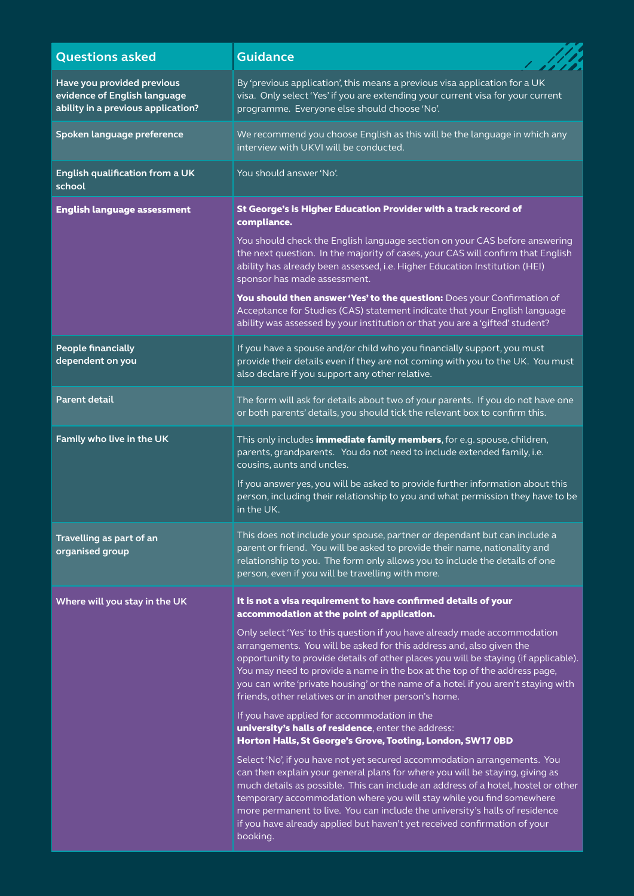| Questions asked | Guidance |
|---|---|
| **Have you provided previous evidence of English language ability in a previous application?** | By 'previous application', this means a previous visa application for a UK visa. Only select 'Yes' if you are extending your current visa for your current programme. Everyone else should choose 'No'. |
| **Spoken language preference** | We recommend you choose English as this will be the language in which any interview with UKVI will be conducted. |
| **English qualification from a UK school** | You should answer 'No'. |
| **English language assessment** | **St George's is Higher Education Provider with a track record of compliance.** <br><br> You should check the English language section on your CAS before answering the next question. In the majority of cases, your CAS will confirm that English ability has already been assessed, i.e. Higher Education Institution (HEI) sponsor has made assessment. <br><br> **You should then answer 'Yes' to the question:** Does your Confirmation of Acceptance for Studies (CAS) statement indicate that your English language ability was assessed by your institution or that you are a 'gifted' student? |
| **People financially dependent on you** | If you have a spouse and/or child who you financially support, you must provide their details even if they are not coming with you to the UK. You must also declare if you support any other relative. |
| **Parent detail** | The form will ask for details about two of your parents. If you do not have one or both parents' details, you should tick the relevant box to confirm this. |
| **Family who live in the UK** | This only includes **immediate family members**, for e.g. spouse, children, parents, grandparents. You do not need to include extended family, i.e. cousins, aunts and uncles. <br><br> If you answer yes, you will be asked to provide further information about this person, including their relationship to you and what permission they have to be in the UK. |
| **Travelling as part of an organised group** | This does not include your spouse, partner or dependant but can include a parent or friend. You will be asked to provide their name, nationality and relationship to you. The form only allows you to include the details of one person, even if you will be travelling with more. |
| **Where will you stay in the UK** | **It is not a visa requirement to have confirmed details of your accommodation at the point of application.** <br><br> Only select 'Yes' to this question if you have already made accommodation arrangements. You will be asked for this address and, also given the opportunity to provide details of other places you will be staying (if applicable). You may need to provide a name in the box at the top of the address page, you can write 'private housing' or the name of a hotel if you aren't staying with friends, other relatives or in another person's home. <br><br> If you have applied for accommodation in the **university's halls of residence**, enter the address: **Horton Halls, St George's Grove, Tooting, London, SW17 0BD** <br><br> Select 'No', if you have not yet secured accommodation arrangements. You can then explain your general plans for where you will be staying, giving as much details as possible. This can include an address of a hotel, hostel or other temporary accommodation where you will stay while you find somewhere more permanent to live. You can include the university's halls of residence if you have already applied but haven't yet received confirmation of your booking. |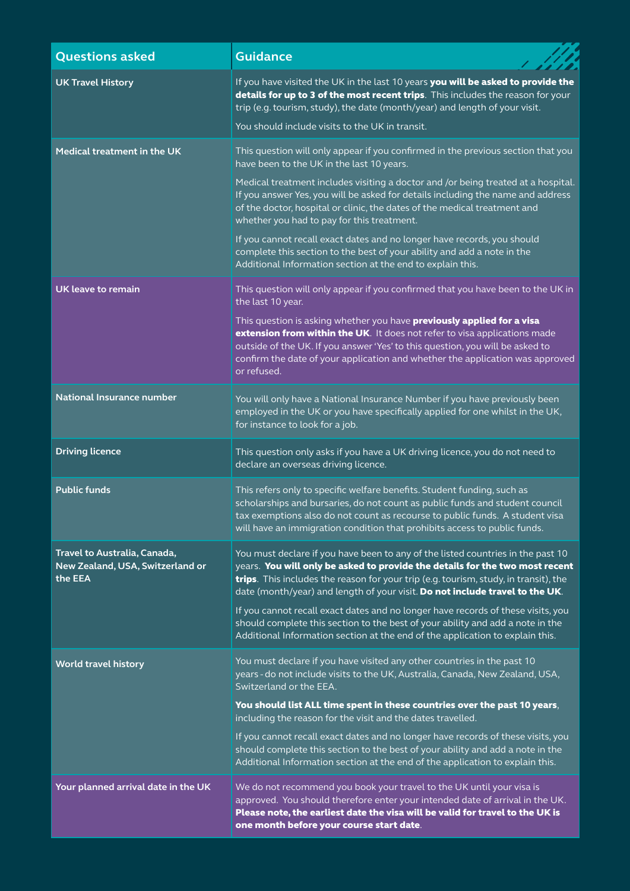| Questions asked | Guidance |
|---|---|
| **UK Travel History** | If you have visited the UK in the last 10 years **you will be asked to provide the details for up to 3 of the most recent trips**. This includes the reason for your trip (e.g. tourism, study), the date (month/year) and length of your visit.<br><br>You should include visits to the UK in transit. |
| **Medical treatment in the UK** | This question will only appear if you confirmed in the previous section that you have been to the UK in the last 10 years.<br><br>Medical treatment includes visiting a doctor and /or being treated at a hospital. If you answer Yes, you will be asked for details including the name and address of the doctor, hospital or clinic, the dates of the medical treatment and whether you had to pay for this treatment.<br><br>If you cannot recall exact dates and no longer have records, you should complete this section to the best of your ability and add a note in the Additional Information section at the end to explain this. |
| **UK leave to remain** | This question will only appear if you confirmed that you have been to the UK in the last 10 year.<br><br>This question is asking whether you have **previously applied for a visa extension from within the UK**. It does not refer to visa applications made outside of the UK. If you answer 'Yes' to this question, you will be asked to confirm the date of your application and whether the application was approved or refused. |
| **National Insurance number** | You will only have a National Insurance Number if you have previously been employed in the UK or you have specifically applied for one whilst in the UK, for instance to look for a job. |
| **Driving licence** | This question only asks if you have a UK driving licence, you do not need to declare an overseas driving licence. |
| **Public funds** | This refers only to specific welfare benefits. Student funding, such as scholarships and bursaries, do not count as public funds and student council tax exemptions also do not count as recourse to public funds. A student visa will have an immigration condition that prohibits access to public funds. |
| **Travel to Australia, Canada, New Zealand, USA, Switzerland or the EEA** | You must declare if you have been to any of the listed countries in the past 10 years. **You will only be asked to provide the details for the two most recent trips**. This includes the reason for your trip (e.g. tourism, study, in transit), the date (month/year) and length of your visit. **Do not include travel to the UK**.<br><br>If you cannot recall exact dates and no longer have records of these visits, you should complete this section to the best of your ability and add a note in the Additional Information section at the end of the application to explain this. |
| **World travel history** | You must declare if you have visited any other countries in the past 10 years - do not include visits to the UK, Australia, Canada, New Zealand, USA, Switzerland or the EEA.<br><br>**You should list ALL time spent in these countries over the past 10 years**, including the reason for the visit and the dates travelled.<br><br>If you cannot recall exact dates and no longer have records of these visits, you should complete this section to the best of your ability and add a note in the Additional Information section at the end of the application to explain this. |
| **Your planned arrival date in the UK** | We do not recommend you book your travel to the UK until your visa is approved. You should therefore enter your intended date of arrival in the UK. **Please note, the earliest date the visa will be valid for travel to the UK is one month before your course start date**. |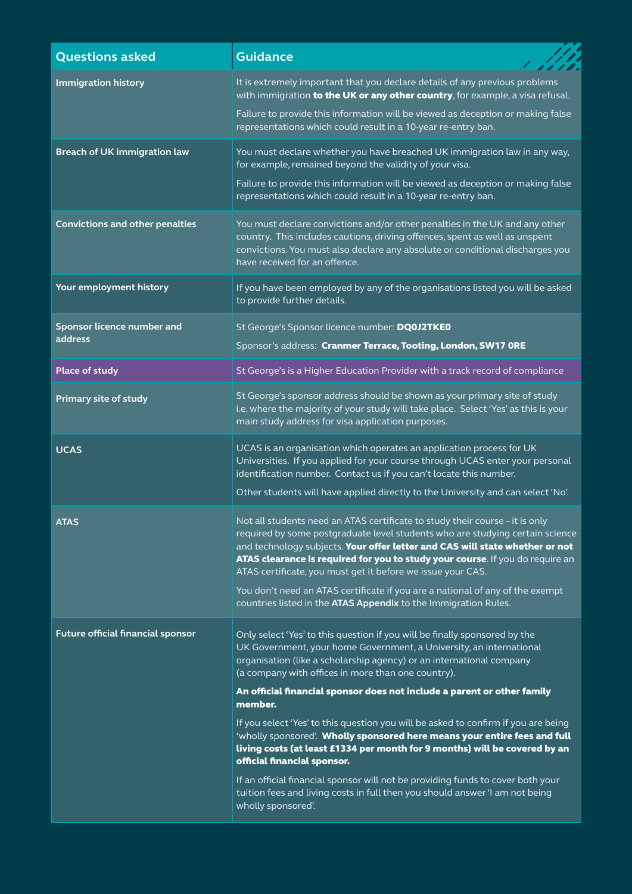| Questions asked | Guidance |
| --- | --- |
| **Immigration history** | It is extremely important that you declare details of any previous problems with immigration **to the UK or any other country**, for example, a visa refusal.<br><br>Failure to provide this information will be viewed as deception or making false representations which could result in a 10-year re-entry ban. |
| **Breach of UK immigration law** | You must declare whether you have breached UK immigration law in any way, for example, remained beyond the validity of your visa.<br><br>Failure to provide this information will be viewed as deception or making false representations which could result in a 10-year re-entry ban. |
| **Convictions and other penalties** | You must declare convictions and/or other penalties in the UK and any other country. This includes cautions, driving offences, spent as well as unspent convictions. You must also declare any absolute or conditional discharges you have received for an offence. |
| **Your employment history** | If you have been employed by any of the organisations listed you will be asked to provide further details. |
| **Sponsor licence number and address** | St George's Sponsor licence number: **DQ0J2TKE0**<br><br>Sponsor's address: **Cranmer Terrace, Tooting, London, SW17 0RE** |
| **Place of study** | St George's is a Higher Education Provider with a track record of compliance |
| **Primary site of study** | St George's sponsor address should be shown as your primary site of study i.e. where the majority of your study will take place. Select 'Yes' as this is your main study address for visa application purposes. |
| **UCAS** | UCAS is an organisation which operates an application process for UK Universities. If you applied for your course through UCAS enter your personal identification number. Contact us if you can't locate this number.<br><br>Other students will have applied directly to the University and can select 'No'. |
| **ATAS** | Not all students need an ATAS certificate to study their course – it is only required by some postgraduate level students who are studying certain science and technology subjects. **Your offer letter and CAS will state whether or not ATAS clearance is required for you to study your course**. If you do require an ATAS certificate, you must get it before we issue your CAS.<br><br>You don't need an ATAS certificate if you are a national of any of the exempt countries listed in the **ATAS Appendix** to the Immigration Rules. |
| **Future official financial sponsor** | Only select 'Yes' to this question if you will be finally sponsored by the UK Government, your home Government, a University, an international organisation (like a scholarship agency) or an international company (a company with offices in more than one country).<br><br>**An official financial sponsor does not include a parent or other family member.**<br><br>If you select 'Yes' to this question you will be asked to confirm if you are being 'wholly sponsored'. **Wholly sponsored here means your entire fees and full living costs (at least £1334 per month for 9 months) will be covered by an official financial sponsor.**<br><br>If an official financial sponsor will not be providing funds to cover both your tuition fees and living costs in full then you should answer 'I am not being wholly sponsored'. |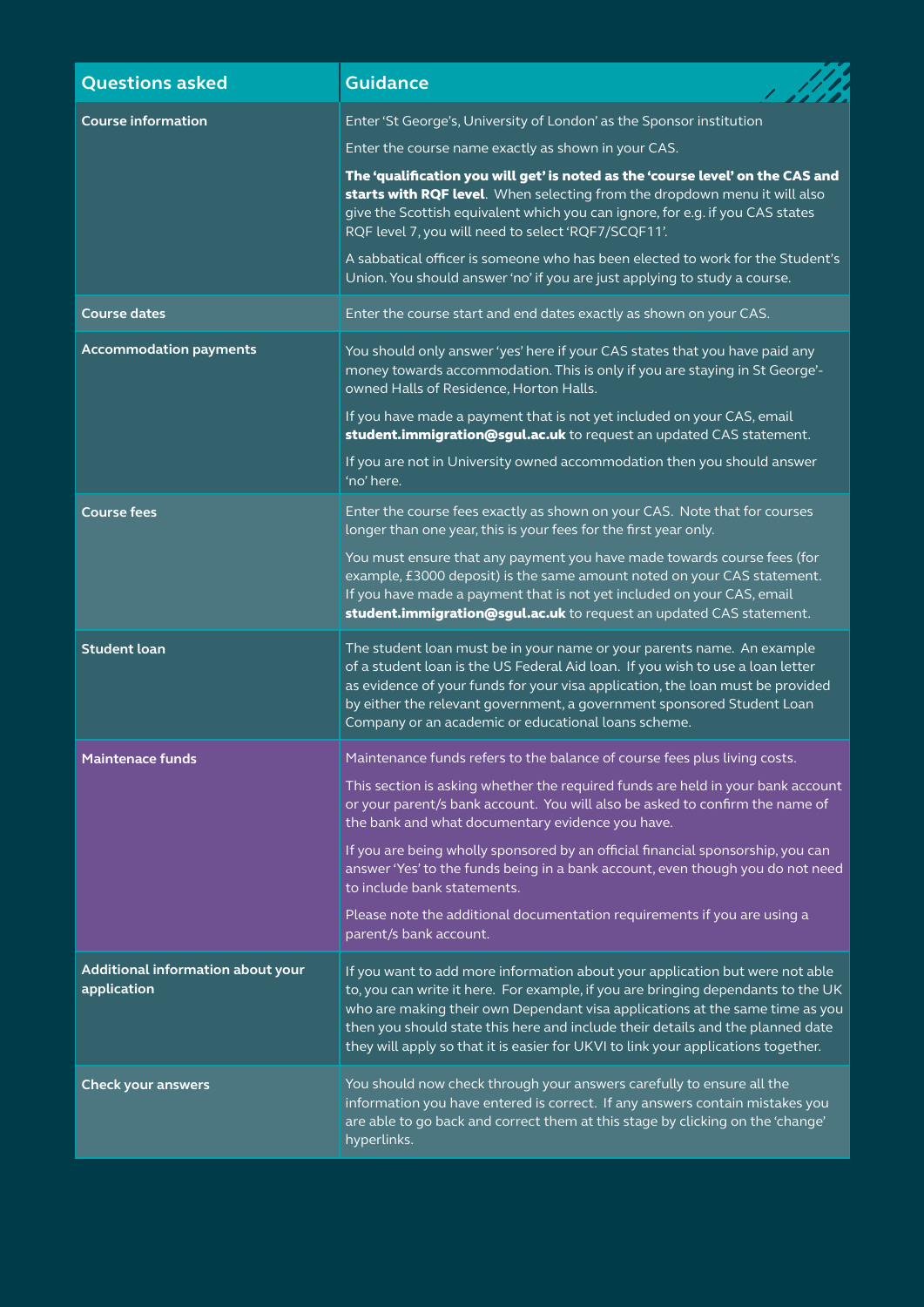| Questions asked | Guidance |
|---|---|
| **Course information** | Enter 'St George's, University of London' as the Sponsor institution<br><br>Enter the course name exactly as shown in your CAS.<br><br>**The 'qualification you will get' is noted as the 'course level' on the CAS and starts with RQF level**. When selecting from the dropdown menu it will also give the Scottish equivalent which you can ignore, for e.g. if you CAS states RQF level 7, you will need to select 'RQF7/SCQF11'.<br><br>A sabbatical officer is someone who has been elected to work for the Student's Union. You should answer 'no' if you are just applying to study a course. |
| **Course dates** | Enter the course start and end dates exactly as shown on your CAS. |
| **Accommodation payments** | You should only answer 'yes' here if your CAS states that you have paid any money towards accommodation. This is only if you are staying in St George'-owned Halls of Residence, Horton Halls.<br><br>If you have made a payment that is not yet included on your CAS, email **student.immigration@sgul.ac.uk** to request an updated CAS statement.<br><br>If you are not in University owned accommodation then you should answer 'no' here. |
| **Course fees** | Enter the course fees exactly as shown on your CAS. Note that for courses longer than one year, this is your fees for the first year only.<br><br>You must ensure that any payment you have made towards course fees (for example, £3000 deposit) is the same amount noted on your CAS statement. If you have made a payment that is not yet included on your CAS, email **student.immigration@sgul.ac.uk** to request an updated CAS statement. |
| **Student loan** | The student loan must be in your name or your parents name. An example of a student loan is the US Federal Aid loan. If you wish to use a loan letter as evidence of your funds for your visa application, the loan must be provided by either the relevant government, a government sponsored Student Loan Company or an academic or educational loans scheme. |
| **Maintenace funds** | Maintenance funds refers to the balance of course fees plus living costs.<br><br>This section is asking whether the required funds are held in your bank account or your parent/s bank account. You will also be asked to confirm the name of the bank and what documentary evidence you have.<br><br>If you are being wholly sponsored by an official financial sponsorship, you can answer 'Yes' to the funds being in a bank account, even though you do not need to include bank statements.<br><br>Please note the additional documentation requirements if you are using a parent/s bank account. |
| **Additional information about your application** | If you want to add more information about your application but were not able to, you can write it here. For example, if you are bringing dependants to the UK who are making their own Dependant visa applications at the same time as you then you should state this here and include their details and the planned date they will apply so that it is easier for UKVI to link your applications together. |
| **Check your answers** | You should now check through your answers carefully to ensure all the information you have entered is correct. If any answers contain mistakes you are able to go back and correct them at this stage by clicking on the 'change' hyperlinks. |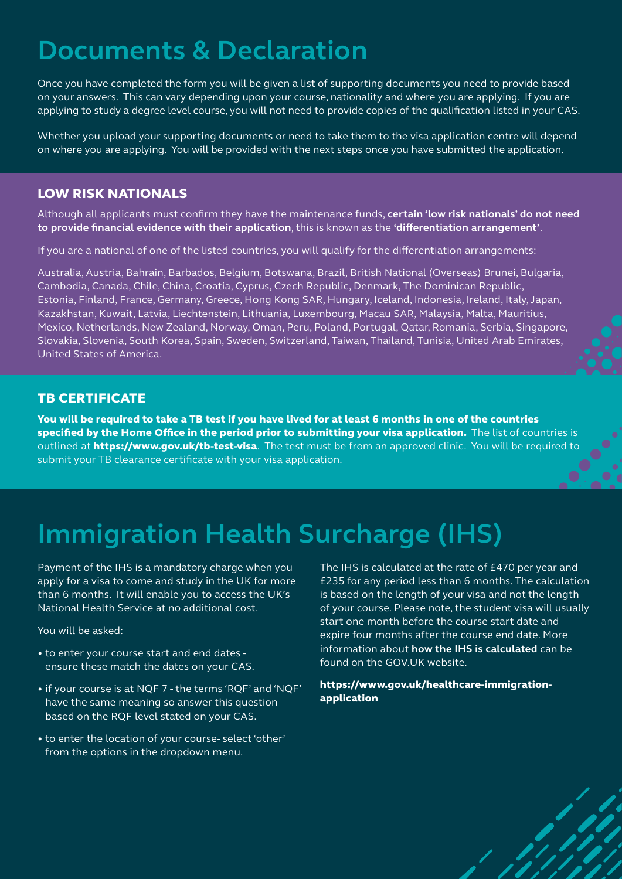# Documents & Declaration

Once you have completed the form you will be given a list of supporting documents you need to provide based on your answers. This can vary depending upon your course, nationality and where you are applying. If you are applying to study a degree level course, you will not need to provide copies of the qualification listed in your CAS.

Whether you upload your supporting documents or need to take them to the visa application centre will depend on where you are applying. You will be provided with the next steps once you have submitted the application.

### LOW RISK NATIONALS

Although all applicants must confirm they have the maintenance funds, **certain 'low risk nationals' do not need to provide financial evidence with their application**, this is known as the **'differentiation arrangement'**.

If you are a national of one of the listed countries, you will qualify for the differentiation arrangements:

Australia, Austria, Bahrain, Barbados, Belgium, Botswana, Brazil, British National (Overseas) Brunei, Bulgaria, Cambodia, Canada, Chile, China, Croatia, Cyprus, Czech Republic, Denmark, The Dominican Republic, Estonia, Finland, France, Germany, Greece, Hong Kong SAR, Hungary, Iceland, Indonesia, Ireland, Italy, Japan, Kazakhstan, Kuwait, Latvia, Liechtenstein, Lithuania, Luxembourg, Macau SAR, Malaysia, Malta, Mauritius, Mexico, Netherlands, New Zealand, Norway, Oman, Peru, Poland, Portugal, Qatar, Romania, Serbia, Singapore, Slovakia, Slovenia, South Korea, Spain, Sweden, Switzerland, Taiwan, Thailand, Tunisia, United Arab Emirates, United States of America.

### TB CERTIFICATE

**You will be required to take a TB test if you have lived for at least 6 months in one of the countries specified by the Home Office in the period prior to submitting your visa application.** The list of countries is outlined at **https://www.gov.uk/tb-test-visa**. The test must be from an approved clinic. You will be required to submit your TB clearance certificate with your visa application.

# Immigration Health Surcharge (IHS)

Payment of the IHS is a mandatory charge when you apply for a visa to come and study in the UK for more than 6 months. It will enable you to access the UK's National Health Service at no additional cost.

You will be asked:

- to enter your course start and end dates - ensure these match the dates on your CAS.
- if your course is at NQF 7 - the terms 'RQF' and 'NQF' have the same meaning so answer this question based on the RQF level stated on your CAS.
- to enter the location of your course- select 'other' from the options in the dropdown menu.

The IHS is calculated at the rate of £470 per year and £235 for any period less than 6 months. The calculation is based on the length of your visa and not the length of your course. Please note, the student visa will usually start one month before the course start date and expire four months after the course end date. More information about **how the IHS is calculated** can be found on the GOV.UK website.

**https://www.gov.uk/healthcare-immigration-application**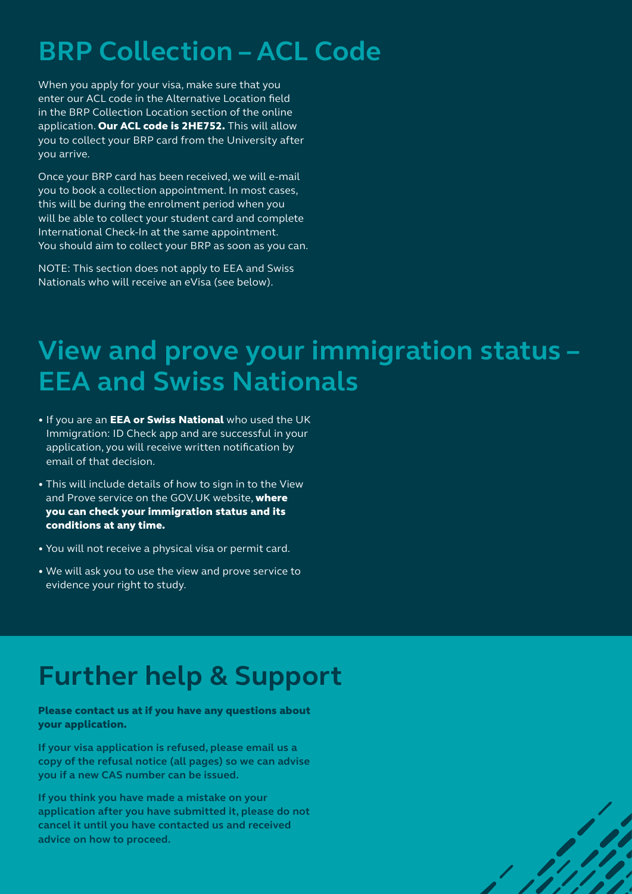# BRP Collection – ACL Code

When you apply for your visa, make sure that you enter our ACL code in the Alternative Location field in the BRP Collection Location section of the online application. **Our ACL code is 2HE752.** This will allow you to collect your BRP card from the University after you arrive.

Once your BRP card has been received, we will e-mail you to book a collection appointment. In most cases, this will be during the enrolment period when you will be able to collect your student card and complete International Check-In at the same appointment. You should aim to collect your BRP as soon as you can.

NOTE: This section does not apply to EEA and Swiss Nationals who will receive an eVisa (see below).

# View and prove your immigration status – EEA and Swiss Nationals

- If you are an **EEA or Swiss National** who used the UK Immigration: ID Check app and are successful in your application, you will receive written notification by email of that decision.
- This will include details of how to sign in to the View and Prove service on the GOV.UK website, **where you can check your immigration status and its conditions at any time.**
- You will not receive a physical visa or permit card.
- We will ask you to use the view and prove service to evidence your right to study.

# Further help & Support

**Please contact us at if you have any questions about your application.**

**If your visa application is refused, please email us a copy of the refusal notice (all pages) so we can advise you if a new CAS number can be issued.**

**If you think you have made a mistake on your application after you have submitted it, please do not cancel it until you have contacted us and received advice on how to proceed.**